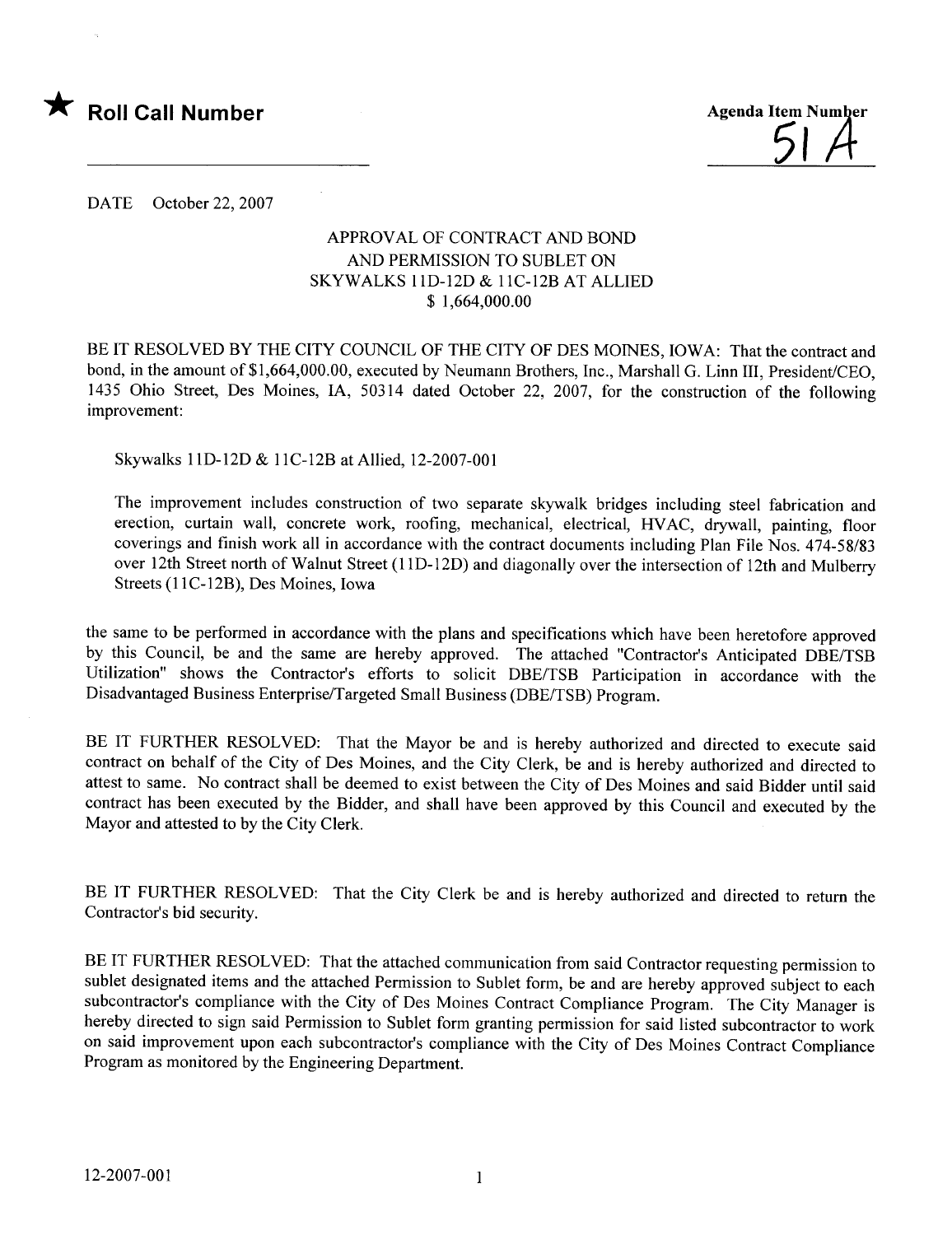★ **Roll Call Number**

**Agenda Item Number**
51A

DATE October 22, 2007

**APPROVAL OF CONTRACT AND BOND
AND PERMISSION TO SUBLET ON
SKYWALKS 11D-12D & 11C-12B AT ALLIED
$ 1,664,000.00**

BE IT RESOLVED BY THE CITY COUNCIL OF THE CITY OF DES MOINES, IOWA: That the contract and bond, in the amount of $1,664,000.00, executed by Neumann Brothers, Inc., Marshall G. Linn III, President/CEO, 1435 Ohio Street, Des Moines, IA, 50314 dated October 22, 2007, for the construction of the following improvement:

Skywalks 11D-12D & 11C-12B at Allied, 12-2007-001

The improvement includes construction of two separate skywalk bridges including steel fabrication and erection, curtain wall, concrete work, roofing, mechanical, electrical, HVAC, drywall, painting, floor coverings and finish work all in accordance with the contract documents including Plan File Nos. 474-58/83 over 12th Street north of Walnut Street (11D-12D) and diagonally over the intersection of 12th and Mulberry Streets (11C-12B), Des Moines, Iowa

the same to be performed in accordance with the plans and specifications which have been heretofore approved by this Council, be and the same are hereby approved. The attached "Contractor's Anticipated DBE/TSB Utilization" shows the Contractor's efforts to solicit DBE/TSB Participation in accordance with the Disadvantaged Business Enterprise/Targeted Small Business (DBE/TSB) Program.

BE IT FURTHER RESOLVED: That the Mayor be and is hereby authorized and directed to execute said contract on behalf of the City of Des Moines, and the City Clerk, be and is hereby authorized and directed to attest to same. No contract shall be deemed to exist between the City of Des Moines and said Bidder until said contract has been executed by the Bidder, and shall have been approved by this Council and executed by the Mayor and attested to by the City Clerk.

BE IT FURTHER RESOLVED: That the City Clerk be and is hereby authorized and directed to return the Contractor's bid security.

BE IT FURTHER RESOLVED: That the attached communication from said Contractor requesting permission to sublet designated items and the attached Permission to Sublet form, be and are hereby approved subject to each subcontractor's compliance with the City of Des Moines Contract Compliance Program. The City Manager is hereby directed to sign said Permission to Sublet form granting permission for said listed subcontractor to work on said improvement upon each subcontractor's compliance with the City of Des Moines Contract Compliance Program as monitored by the Engineering Department.

12-2007-001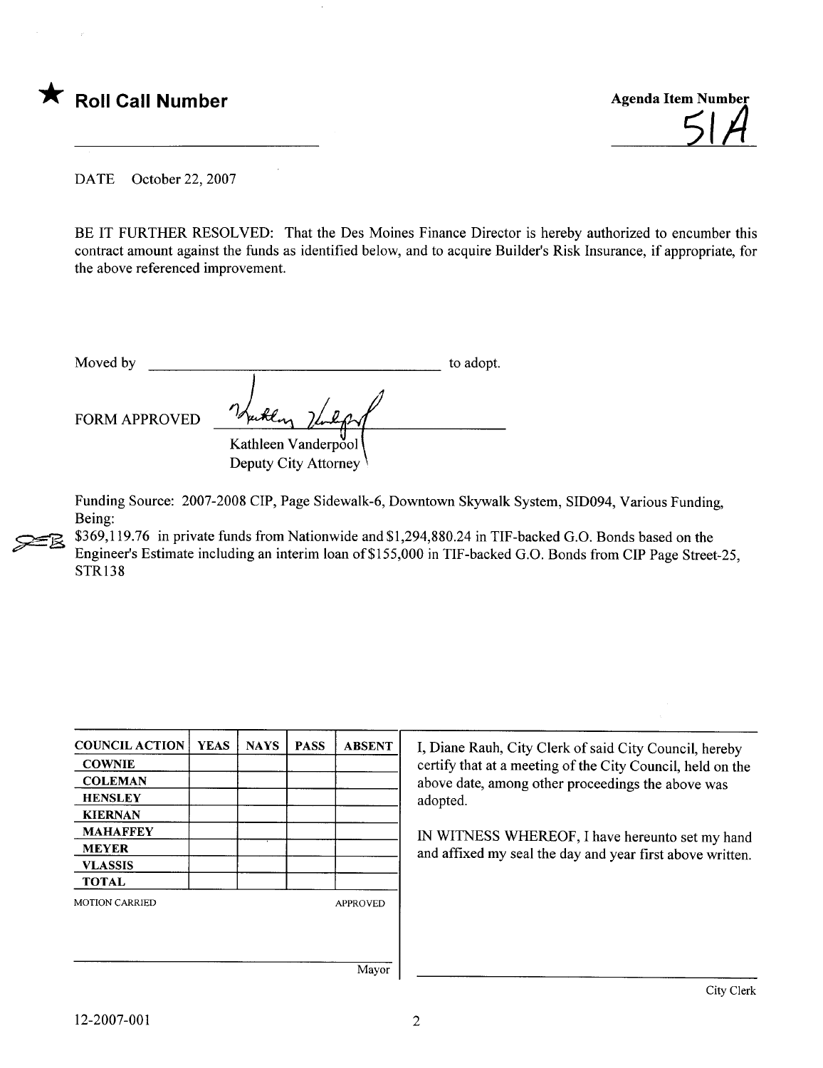★ **Roll Call Number**

______________________

**Agenda Item Number**

51A

DATE October 22, 2007

BE IT FURTHER RESOLVED: That the Des Moines Finance Director is hereby authorized to encumber this contract amount against the funds as identified below, and to acquire Builder's Risk Insurance, if appropriate, for the above referenced improvement.

Moved by ______________________________ to adopt.

FORM APPROVED

Kathleen Vanderpool
Deputy City Attorney

Funding Source: 2007-2008 CIP, Page Sidewalk-6, Downtown Skywalk System, SID094, Various Funding, Being:
$369,119.76 in private funds from Nationwide and $1,294,880.24 in TIF-backed G.O. Bonds based on the Engineer's Estimate including an interim loan of $155,000 in TIF-backed G.O. Bonds from CIP Page Street-25, STR138

| COUNCIL ACTION | YEAS | NAYS | PASS | ABSENT |
|---|---|---|---|---|
| COWNIE | | | | |
| COLEMAN | | | | |
| HENSLEY | | | | |
| KIERNAN | | | | |
| MAHAFFEY | | | | |
| MEYER | | | | |
| VLASSIS | | | | |
| TOTAL | | | | |

MOTION CARRIED APPROVED

______________________ Mayor

I, Diane Rauh, City Clerk of said City Council, hereby certify that at a meeting of the City Council, held on the above date, among other proceedings the above was adopted.

IN WITNESS WHEREOF, I have hereunto set my hand and affixed my seal the day and year first above written.

______________________ City Clerk

12-2007-001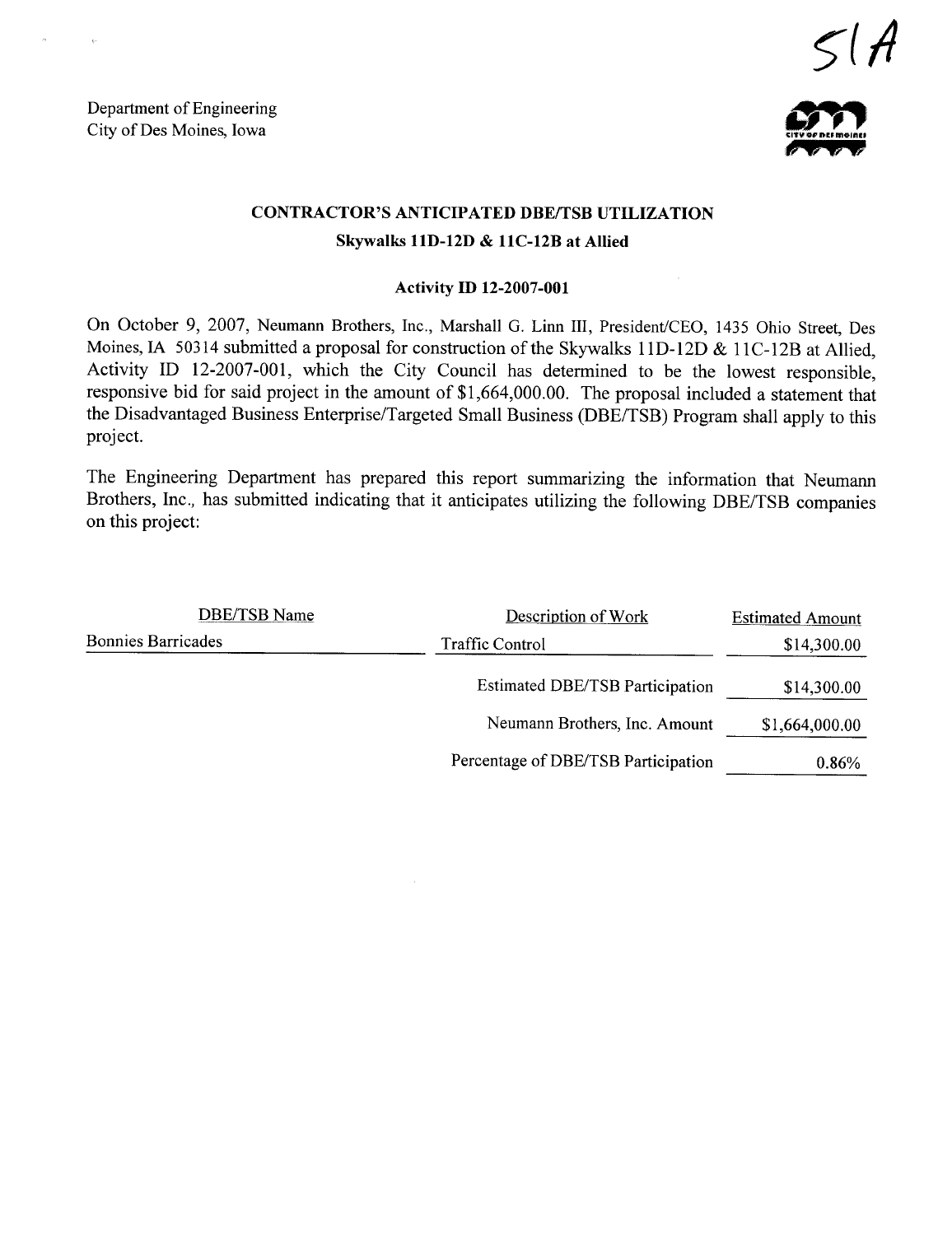51A

Department of Engineering
City of Des Moines, Iowa

## CONTRACTOR'S ANTICIPATED DBE/TSB UTILIZATION

**Skywalks 11D-12D & 11C-12B at Allied**

**Activity ID 12-2007-001**

On October 9, 2007, Neumann Brothers, Inc., Marshall G. Linn III, President/CEO, 1435 Ohio Street, Des Moines, IA 50314 submitted a proposal for construction of the Skywalks 11D-12D & 11C-12B at Allied, Activity ID 12-2007-001, which the City Council has determined to be the lowest responsible, responsive bid for said project in the amount of $1,664,000.00. The proposal included a statement that the Disadvantaged Business Enterprise/Targeted Small Business (DBE/TSB) Program shall apply to this project.

The Engineering Department has prepared this report summarizing the information that Neumann Brothers, Inc., has submitted indicating that it anticipates utilizing the following DBE/TSB companies on this project:

| DBE/TSB Name | Description of Work | Estimated Amount |
|---|---|---|
| Bonnies Barricades | Traffic Control | $14,300.00 |
| | Estimated DBE/TSB Participation | $14,300.00 |
| | Neumann Brothers, Inc. Amount | $1,664,000.00 |
| | Percentage of DBE/TSB Participation | 0.86% |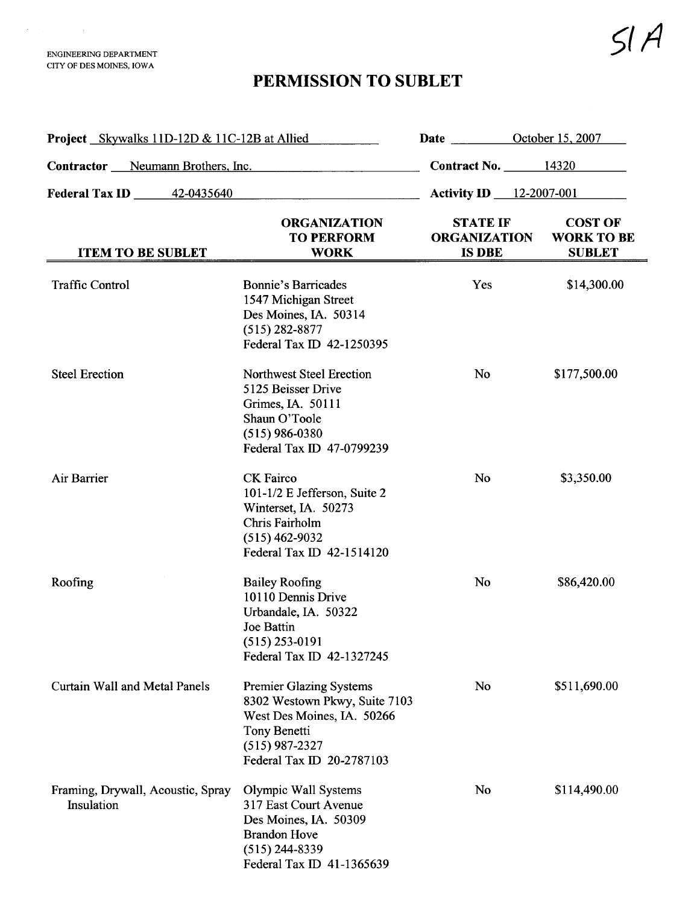ENGINEERING DEPARTMENT
CITY OF DES MOINES, IOWA

51 A

# PERMISSION TO SUBLET

**Project** Skywalks 11D-12D & 11C-12B at Allied **Date** October 15, 2007

**Contractor** Neumann Brothers, Inc. **Contract No.** 14320

**Federal Tax ID** 42-0435640 **Activity ID** 12-2007-001

| ITEM TO BE SUBLET | ORGANIZATION TO PERFORM WORK | STATE IF ORGANIZATION IS DBE | COST OF WORK TO BE SUBLET |
|---|---|---|---|
| Traffic Control | Bonnie's Barricades<br>1547 Michigan Street<br>Des Moines, IA. 50314<br>(515) 282-8877<br>Federal Tax ID 42-1250395 | Yes | $14,300.00 |
| Steel Erection | Northwest Steel Erection<br>5125 Beisser Drive<br>Grimes, IA. 50111<br>Shaun O'Toole<br>(515) 986-0380<br>Federal Tax ID 47-0799239 | No | $177,500.00 |
| Air Barrier | CK Fairco<br>101-1/2 E Jefferson, Suite 2<br>Winterset, IA. 50273<br>Chris Fairholm<br>(515) 462-9032<br>Federal Tax ID 42-1514120 | No | $3,350.00 |
| Roofing | Bailey Roofing<br>10110 Dennis Drive<br>Urbandale, IA. 50322<br>Joe Battin<br>(515) 253-0191<br>Federal Tax ID 42-1327245 | No | $86,420.00 |
| Curtain Wall and Metal Panels | Premier Glazing Systems<br>8302 Westown Pkwy, Suite 7103<br>West Des Moines, IA. 50266<br>Tony Benetti<br>(515) 987-2327<br>Federal Tax ID 20-2787103 | No | $511,690.00 |
| Framing, Drywall, Acoustic, Spray Insulation | Olympic Wall Systems<br>317 East Court Avenue<br>Des Moines, IA. 50309<br>Brandon Hove<br>(515) 244-8339<br>Federal Tax ID 41-1365639 | No | $114,490.00 |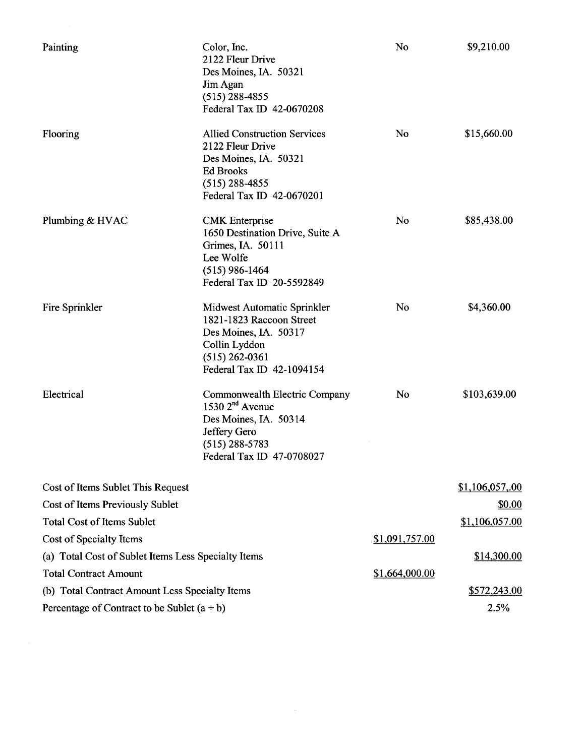| | | | |
|---|---|---|---|
| Painting | Color, Inc.<br>2122 Fleur Drive<br>Des Moines, IA. 50321<br>Jim Agan<br>(515) 288-4855<br>Federal Tax ID 42-0670208 | No | $9,210.00 |
| Flooring | Allied Construction Services<br>2122 Fleur Drive<br>Des Moines, IA. 50321<br>Ed Brooks<br>(515) 288-4855<br>Federal Tax ID 42-0670201 | No | $15,660.00 |
| Plumbing & HVAC | CMK Enterprise<br>1650 Destination Drive, Suite A<br>Grimes, IA. 50111<br>Lee Wolfe<br>(515) 986-1464<br>Federal Tax ID 20-5592849 | No | $85,438.00 |
| Fire Sprinkler | Midwest Automatic Sprinkler<br>1821-1823 Raccoon Street<br>Des Moines, IA. 50317<br>Collin Lyddon<br>(515) 262-0361<br>Federal Tax ID 42-1094154 | No | $4,360.00 |
| Electrical | Commonwealth Electric Company<br>1530 2nd Avenue<br>Des Moines, IA. 50314<br>Jeffery Gero<br>(515) 288-5783<br>Federal Tax ID 47-0708027 | No | $103,639.00 |

| | | |
|---|---|---|
| Cost of Items Sublet This Request | | $1,106,057,.00 |
| Cost of Items Previously Sublet | | $0.00 |
| Total Cost of Items Sublet | | $1,106,057.00 |
| Cost of Specialty Items | $1,091,757.00 | |
| (a) Total Cost of Sublet Items Less Specialty Items | | $14,300.00 |
| Total Contract Amount | $1,664,000.00 | |
| (b) Total Contract Amount Less Specialty Items | | $572,243.00 |
| Percentage of Contract to be Sublet (a ÷ b) | | 2.5% |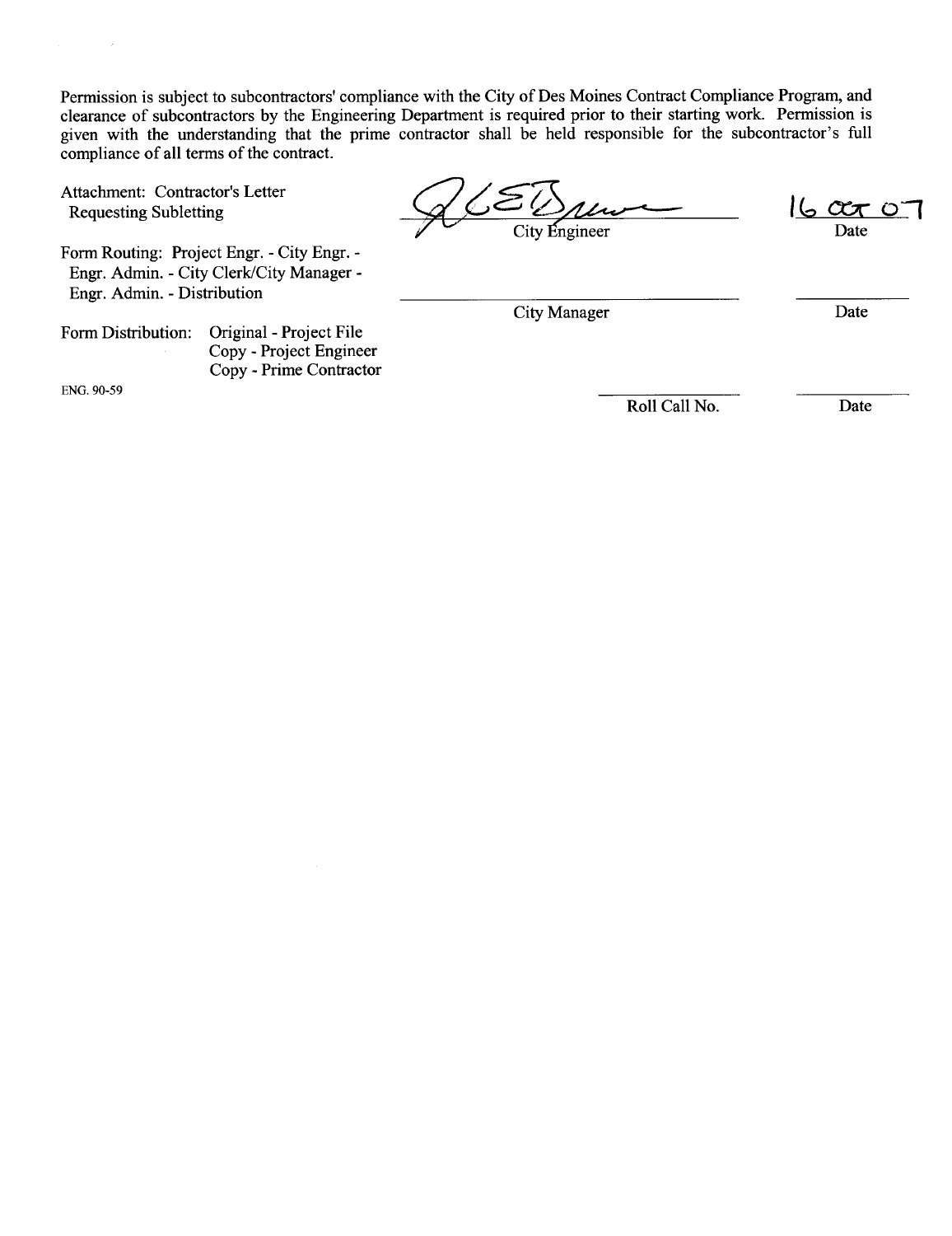Permission is subject to subcontractors' compliance with the City of Des Moines Contract Compliance Program, and clearance of subcontractors by the Engineering Department is required prior to their starting work. Permission is given with the understanding that the prime contractor shall be held responsible for the subcontractor's full compliance of all terms of the contract.

Attachment: Contractor's Letter
Requesting Subletting

Form Routing: Project Engr. - City Engr. - Engr. Admin. - City Clerk/City Manager - Engr. Admin. - Distribution

Form Distribution: Original - Project File
Copy - Project Engineer
Copy - Prime Contractor

ENG. 90-59

| | |
|---|---|
| [signature] City Engineer | 16 OCT 07 Date |
| City Manager | Date |
| Roll Call No. | Date |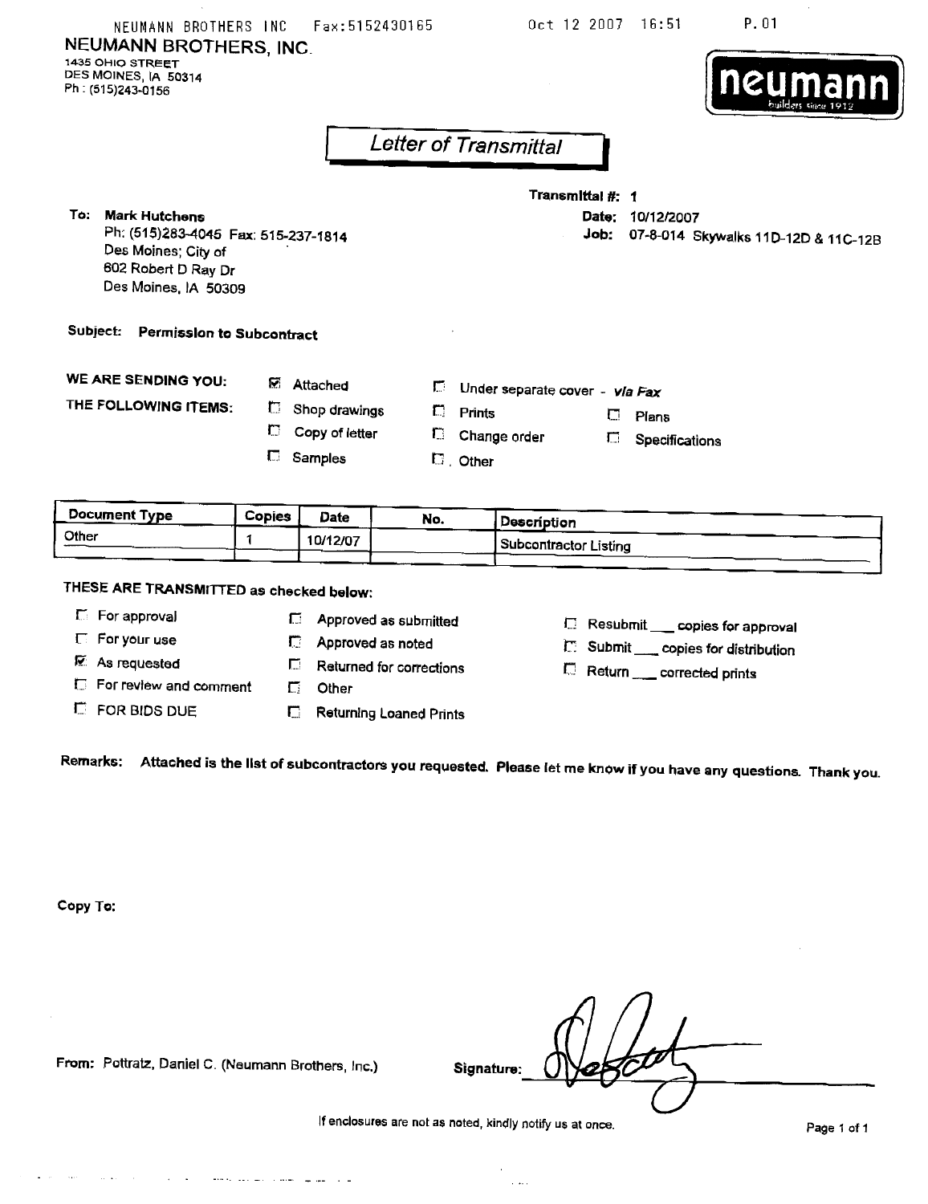NEUMANN BROTHERS INC Fax:5152430165 Oct 12 2007 16:51 P.01

**NEUMANN BROTHERS, INC.**
1435 OHIO STREET
DES MOINES, IA 50314
Ph : (515)243-0156

neumann
builders since 1912

# *Letter of Transmittal*

**Transmittal #:** 1
**Date:** 10/12/2007
**Job:** 07-8-014 Skywalks 11D-12D & 11C-12B

**To:** **Mark Hutchens**
Ph: (515)283-4045 Fax: 515-237-1814
Des Moines; City of
602 Robert D Ray Dr
Des Moines, IA 50309

**Subject:** **Permission to Subcontract**

**WE ARE SENDING YOU: THE FOLLOWING ITEMS:**

- ☑ Attached
- ☐ Under separate cover - *via Fax*
- ☐ Shop drawings
- ☐ Prints
- ☐ Plans
- ☐ Copy of letter
- ☐ Change order
- ☐ Specifications
- ☐ Samples
- ☐ Other

| Document Type | Copies | Date | No. | Description |
|---|---|---|---|---|
| Other | 1 | 10/12/07 | | Subcontractor Listing |
| | | | | |

**THESE ARE TRANSMITTED as checked below:**

- ☐ For approval
- ☐ For your use
- ☑ As requested
- ☐ For review and comment
- ☐ FOR BIDS DUE
- ☐ Approved as submitted
- ☐ Approved as noted
- ☐ Returned for corrections
- ☐ Other
- ☐ Returning Loaned Prints
- ☐ Resubmit ___ copies for approval
- ☐ Submit ___ copies for distribution
- ☐ Return ___ corrected prints

**Remarks:** **Attached is the list of subcontractors you requested. Please let me know if you have any questions. Thank you.**

**Copy To:**

**From:** Pottratz, Daniel C. (Neumann Brothers, Inc.)

**Signature:** [signature]

If enclosures are not as noted, kindly notify us at once.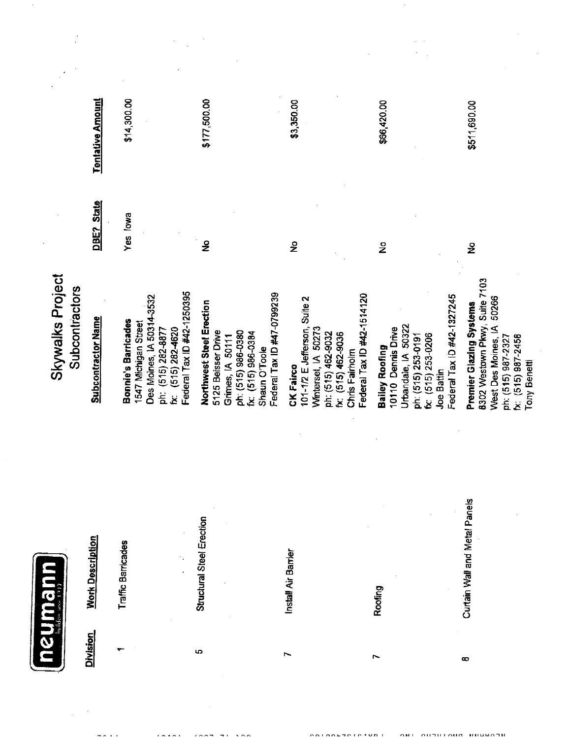neumann
builders since 1917

# Skywalks Project
## Subcontractors

| Division | Work Description | Subcontractor Name | DBE? State | Tentative Amount |
|---|---|---|---|---|
| 1 | Traffic Barricades | **Bonnie's Barricades**<br>1547 Michigan Street<br>Des Moines, IA 50314-3532<br>ph: (515) 282-8877<br>fx: (515) 282-4620<br>Federal Tax ID #42-1250395 | Yes Iowa | $14,300.00 |
| 5 | Structural Steel Erection | **Northwest Steel Erection**<br>5125 Beisser Drive<br>Grimes, IA 50111<br>ph: (515) 986-0380<br>fx: (515) 986-0384<br>Shaun O'Toole<br>Federal Tax ID #47-0799239 | No | $177,500.00 |
| 7 | Install Air Barrier | **CK Fairco**<br>101-1/2 E Jefferson, Suite 2<br>Winterset, IA 50273<br>ph: (515) 462-9032<br>fx: (515) 462-9036<br>Chris Fairholm<br>Federal Tax ID #42-1514120 | No | $3,350.00 |
| 7 | Roofing | **Bailey Roofing**<br>10110 Dennis Drive<br>Urbandale, IA 50322<br>ph: (515) 253-0191<br>fx: (515) 253-0206<br>Joe Baftin<br>Federal Tax ID #42-1327245 | No | $66,420.00 |
| 8 | Curtain Wall and Metal Panels | **Premier Glazing Systems**<br>8302 Westown Pkwy, Suite 7103<br>West Des Moines, IA 50266<br>ph: (515) 987-2327<br>fx: (515) 987-2458<br>Tony Benetti | No | $511,690.00 |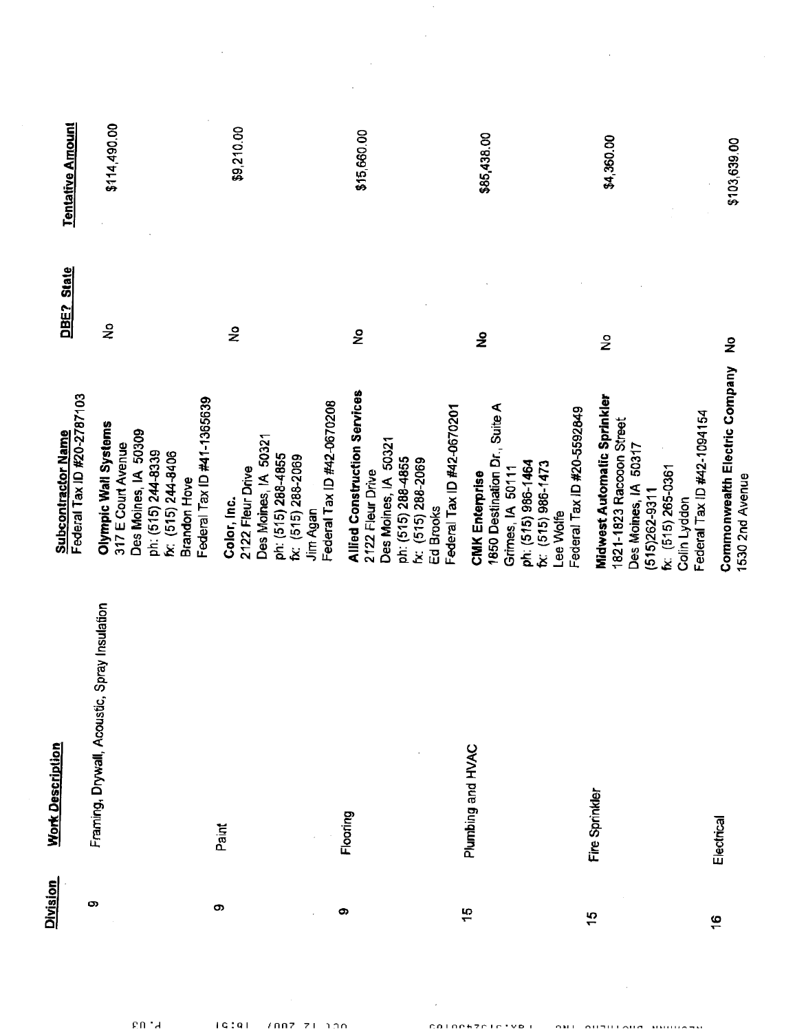| Division | Work Description | Subcontractor Name<br>Federal Tax ID #20-2787103 | DBE? State | Tentative Amount |
|---|---|---|---|---|
| 9 | Framing, Drywall, Acoustic, Spray Insulation | **Olympic Wall Systems**<br>317 E Court Avenue<br>Des Moines, IA 50309<br>ph: (515) 244-8339<br>fx: (515) 244-8406<br>Brandon Hove<br>Federal Tax ID #41-1365639 | No | $114,490.00 |
| 9 | Paint | **Color, Inc.**<br>2122 Fleur Drive<br>Des Moines, IA 50321<br>ph: (515) 288-4855<br>fx: (515) 288-2069<br>Jim Agan<br>Federal Tax ID #42-0670208 | No | $9,210.00 |
| 9 | Flooring | **Allied Construction Services**<br>2122 Fleur Drive<br>Des Moines, IA 50321<br>ph: (515) 288-4855<br>fx: (515) 288-2069<br>Ed Brooks<br>Federal Tax ID #42-0670201 | No | $15,660.00 |
| 15 | Plumbing and HVAC | **CMK Enterprise**<br>1850 Destination Dr., Suite A<br>Grimes, IA 50111<br>ph: (515) 986-1464<br>fx: (515) 986-1473<br>Lee Wolfe<br>Federal Tax ID #20-5592849 | No | $85,438.00 |
| 15 | Fire Sprinkler | **Midwest Automatic Sprinkler**<br>1821-1823 Raccoon Street<br>Des Moines, IA 50317<br>(515)262-9311<br>fx: (515) 265-0361<br>Colin Lyddon<br>Federal Tax ID #42-1094154 | No | $4,360.00 |
| 16 | Electrical | **Commonwealth Electric Company**<br>1530 2nd Avenue | No | $103,639.00 |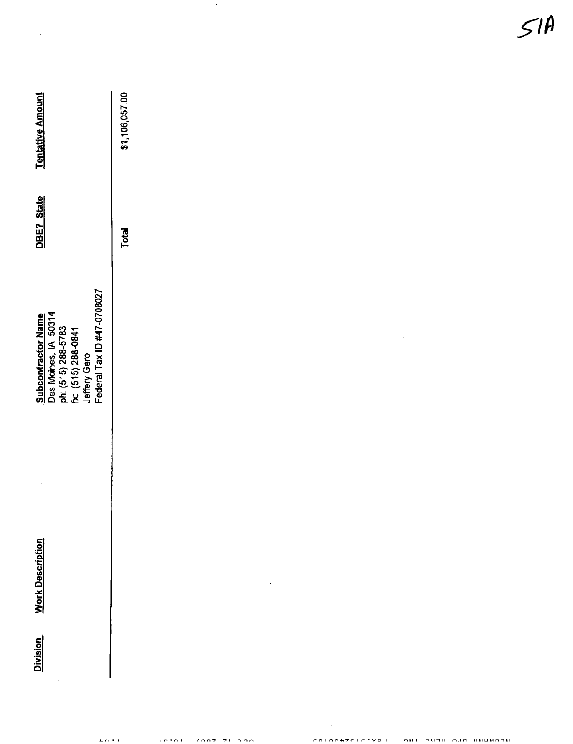5IA

| Division | Work Description | Subcontractor Name | DBE? State | Tentative Amount |
| --- | --- | --- | --- | --- |
| | | Des Moines, IA 50314<br>ph: (515) 288-5783<br>fx: (515) 288-0841<br>Jeffery Gero<br>Federal Tax ID #47-0708027 | | |
| | | | Total | $1,106,057.00 |